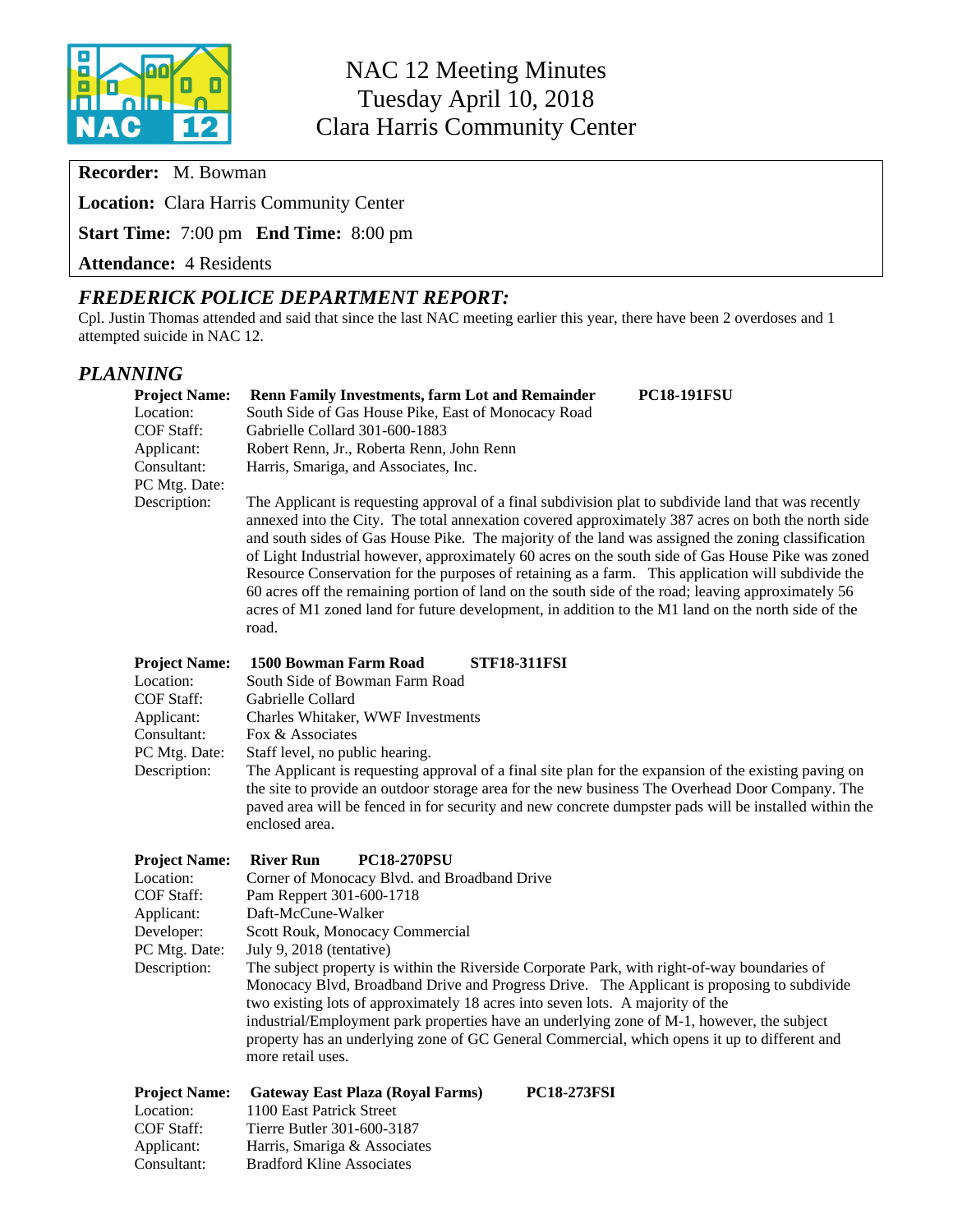# NAC 12 Meeting Minutes
## Tuesday April 10, 2018
## Clara Harris Community Center

**Recorder:** M. Bowman

**Location:** Clara Harris Community Center

**Start Time:** 7:00 pm **End Time:** 8:00 pm

**Attendance:** 4 Residents

## *FREDERICK POLICE DEPARTMENT REPORT:*

Cpl. Justin Thomas attended and said that since the last NAC meeting earlier this year, there have been 2 overdoses and 1 attempted suicide in NAC 12.

## *PLANNING*

**Project Name:** **Renn Family Investments, farm Lot and Remainder** **PC18-191FSU**
Location: South Side of Gas House Pike, East of Monocacy Road
COF Staff: Gabrielle Collard 301-600-1883
Applicant: Robert Renn, Jr., Roberta Renn, John Renn
Consultant: Harris, Smariga, and Associates, Inc.
PC Mtg. Date:
Description: The Applicant is requesting approval of a final subdivision plat to subdivide land that was recently annexed into the City. The total annexation covered approximately 387 acres on both the north side and south sides of Gas House Pike. The majority of the land was assigned the zoning classification of Light Industrial however, approximately 60 acres on the south side of Gas House Pike was zoned Resource Conservation for the purposes of retaining as a farm. This application will subdivide the 60 acres off the remaining portion of land on the south side of the road; leaving approximately 56 acres of M1 zoned land for future development, in addition to the M1 land on the north side of the road.

**Project Name:** **1500 Bowman Farm Road** **STF18-311FSI**
Location: South Side of Bowman Farm Road
COF Staff: Gabrielle Collard
Applicant: Charles Whitaker, WWF Investments
Consultant: Fox & Associates
PC Mtg. Date: Staff level, no public hearing.
Description: The Applicant is requesting approval of a final site plan for the expansion of the existing paving on the site to provide an outdoor storage area for the new business The Overhead Door Company. The paved area will be fenced in for security and new concrete dumpster pads will be installed within the enclosed area.

**Project Name:** **River Run** **PC18-270PSU**
Location: Corner of Monocacy Blvd. and Broadband Drive
COF Staff: Pam Reppert 301-600-1718
Applicant: Daft-McCune-Walker
Developer: Scott Rouk, Monocacy Commercial
PC Mtg. Date: July 9, 2018 (tentative)
Description: The subject property is within the Riverside Corporate Park, with right-of-way boundaries of Monocacy Blvd, Broadband Drive and Progress Drive. The Applicant is proposing to subdivide two existing lots of approximately 18 acres into seven lots. A majority of the industrial/Employment park properties have an underlying zone of M-1, however, the subject property has an underlying zone of GC General Commercial, which opens it up to different and more retail uses.

**Project Name:** **Gateway East Plaza (Royal Farms)** **PC18-273FSI**
Location: 1100 East Patrick Street
COF Staff: Tierre Butler 301-600-3187
Applicant: Harris, Smariga & Associates
Consultant: Bradford Kline Associates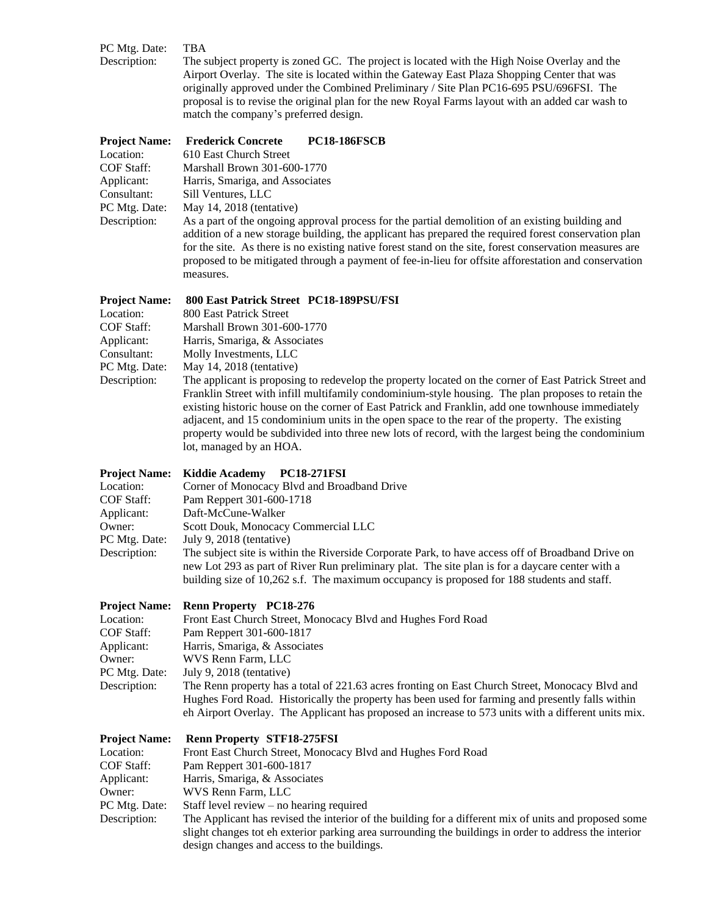PC Mtg. Date: TBA

Description: The subject property is zoned GC. The project is located with the High Noise Overlay and the Airport Overlay. The site is located within the Gateway East Plaza Shopping Center that was originally approved under the Combined Preliminary / Site Plan PC16-695 PSU/696FSI. The proposal is to revise the original plan for the new Royal Farms layout with an added car wash to match the company's preferred design.

**Project Name: Frederick Concrete PC18-186FSCB**

Location: 610 East Church Street
COF Staff: Marshall Brown 301-600-1770
Applicant: Harris, Smariga, and Associates
Consultant: Sill Ventures, LLC
PC Mtg. Date: May 14, 2018 (tentative)
Description: As a part of the ongoing approval process for the partial demolition of an existing building and addition of a new storage building, the applicant has prepared the required forest conservation plan for the site. As there is no existing native forest stand on the site, forest conservation measures are proposed to be mitigated through a payment of fee-in-lieu for offsite afforestation and conservation measures.

**Project Name: 800 East Patrick Street PC18-189PSU/FSI**

Location: 800 East Patrick Street
COF Staff: Marshall Brown 301-600-1770
Applicant: Harris, Smariga, & Associates
Consultant: Molly Investments, LLC
PC Mtg. Date: May 14, 2018 (tentative)
Description: The applicant is proposing to redevelop the property located on the corner of East Patrick Street and Franklin Street with infill multifamily condominium-style housing. The plan proposes to retain the existing historic house on the corner of East Patrick and Franklin, add one townhouse immediately adjacent, and 15 condominium units in the open space to the rear of the property. The existing property would be subdivided into three new lots of record, with the largest being the condominium lot, managed by an HOA.

**Project Name: Kiddie Academy PC18-271FSI**

Location: Corner of Monocacy Blvd and Broadband Drive
COF Staff: Pam Reppert 301-600-1718
Applicant: Daft-McCune-Walker
Owner: Scott Douk, Monocacy Commercial LLC
PC Mtg. Date: July 9, 2018 (tentative)
Description: The subject site is within the Riverside Corporate Park, to have access off of Broadband Drive on new Lot 293 as part of River Run preliminary plat. The site plan is for a daycare center with a building size of 10,262 s.f. The maximum occupancy is proposed for 188 students and staff.

**Project Name: Renn Property PC18-276**

Location: Front East Church Street, Monocacy Blvd and Hughes Ford Road
COF Staff: Pam Reppert 301-600-1817
Applicant: Harris, Smariga, & Associates
Owner: WVS Renn Farm, LLC
PC Mtg. Date: July 9, 2018 (tentative)
Description: The Renn property has a total of 221.63 acres fronting on East Church Street, Monocacy Blvd and Hughes Ford Road. Historically the property has been used for farming and presently falls within eh Airport Overlay. The Applicant has proposed an increase to 573 units with a different units mix.

**Project Name: Renn Property STF18-275FSI**

Location: Front East Church Street, Monocacy Blvd and Hughes Ford Road
COF Staff: Pam Reppert 301-600-1817
Applicant: Harris, Smariga, & Associates
Owner: WVS Renn Farm, LLC
PC Mtg. Date: Staff level review – no hearing required
Description: The Applicant has revised the interior of the building for a different mix of units and proposed some slight changes tot eh exterior parking area surrounding the buildings in order to address the interior design changes and access to the buildings.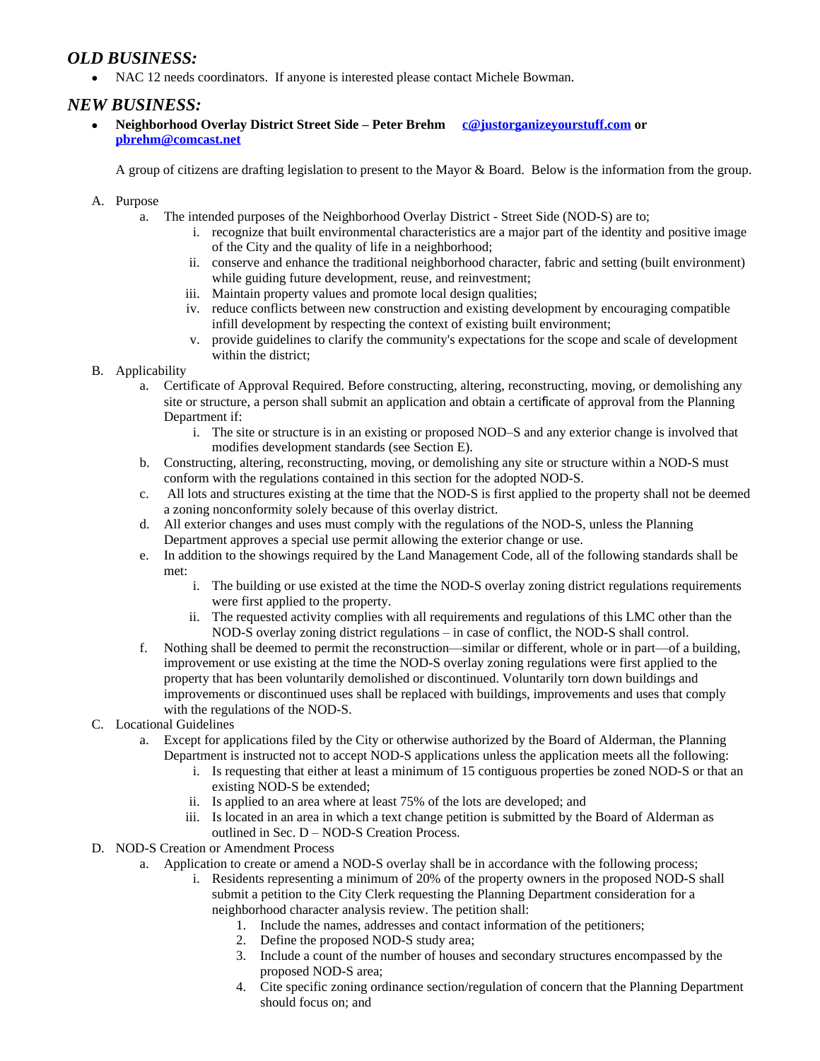## *OLD BUSINESS:*

- NAC 12 needs coordinators. If anyone is interested please contact Michele Bowman.

## *NEW BUSINESS:*

- **Neighborhood Overlay District Street Side – Peter Brehm c@justorganizeyourstuff.com or pbrehm@comcast.net**

  A group of citizens are drafting legislation to present to the Mayor & Board. Below is the information from the group.

A. Purpose
   a. The intended purposes of the Neighborhood Overlay District - Street Side (NOD-S) are to;
      i. recognize that built environmental characteristics are a major part of the identity and positive image of the City and the quality of life in a neighborhood;
      ii. conserve and enhance the traditional neighborhood character, fabric and setting (built environment) while guiding future development, reuse, and reinvestment;
      iii. Maintain property values and promote local design qualities;
      iv. reduce conflicts between new construction and existing development by encouraging compatible infill development by respecting the context of existing built environment;
      v. provide guidelines to clarify the community's expectations for the scope and scale of development within the district;

B. Applicability
   a. Certificate of Approval Required. Before constructing, altering, reconstructing, moving, or demolishing any site or structure, a person shall submit an application and obtain a certificate of approval from the Planning Department if:
      i. The site or structure is in an existing or proposed NOD–S and any exterior change is involved that modifies development standards (see Section E).
   b. Constructing, altering, reconstructing, moving, or demolishing any site or structure within a NOD-S must conform with the regulations contained in this section for the adopted NOD-S.
   c. All lots and structures existing at the time that the NOD-S is first applied to the property shall not be deemed a zoning nonconformity solely because of this overlay district.
   d. All exterior changes and uses must comply with the regulations of the NOD-S, unless the Planning Department approves a special use permit allowing the exterior change or use.
   e. In addition to the showings required by the Land Management Code, all of the following standards shall be met:
      i. The building or use existed at the time the NOD-S overlay zoning district regulations requirements were first applied to the property.
      ii. The requested activity complies with all requirements and regulations of this LMC other than the NOD-S overlay zoning district regulations – in case of conflict, the NOD-S shall control.
   f. Nothing shall be deemed to permit the reconstruction—similar or different, whole or in part—of a building, improvement or use existing at the time the NOD-S overlay zoning regulations were first applied to the property that has been voluntarily demolished or discontinued. Voluntarily torn down buildings and improvements or discontinued uses shall be replaced with buildings, improvements and uses that comply with the regulations of the NOD-S.

C. Locational Guidelines
   a. Except for applications filed by the City or otherwise authorized by the Board of Alderman, the Planning Department is instructed not to accept NOD-S applications unless the application meets all the following:
      i. Is requesting that either at least a minimum of 15 contiguous properties be zoned NOD-S or that an existing NOD-S be extended;
      ii. Is applied to an area where at least 75% of the lots are developed; and
      iii. Is located in an area in which a text change petition is submitted by the Board of Alderman as outlined in Sec. D – NOD-S Creation Process.

D. NOD-S Creation or Amendment Process
   a. Application to create or amend a NOD-S overlay shall be in accordance with the following process;
      i. Residents representing a minimum of 20% of the property owners in the proposed NOD-S shall submit a petition to the City Clerk requesting the Planning Department consideration for a neighborhood character analysis review. The petition shall:
         1. Include the names, addresses and contact information of the petitioners;
         2. Define the proposed NOD-S study area;
         3. Include a count of the number of houses and secondary structures encompassed by the proposed NOD-S area;
         4. Cite specific zoning ordinance section/regulation of concern that the Planning Department should focus on; and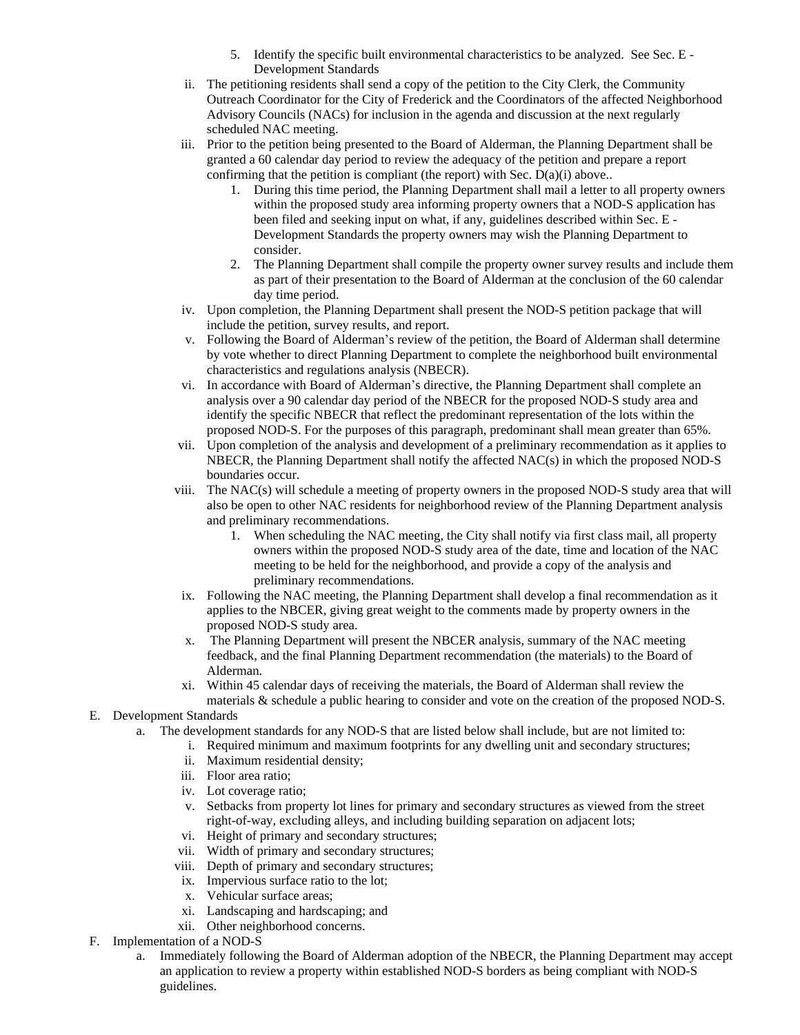5. Identify the specific built environmental characteristics to be analyzed. See Sec. E - Development Standards

ii. The petitioning residents shall send a copy of the petition to the City Clerk, the Community Outreach Coordinator for the City of Frederick and the Coordinators of the affected Neighborhood Advisory Councils (NACs) for inclusion in the agenda and discussion at the next regularly scheduled NAC meeting.

iii. Prior to the petition being presented to the Board of Alderman, the Planning Department shall be granted a 60 calendar day period to review the adequacy of the petition and prepare a report confirming that the petition is compliant (the report) with Sec. D(a)(i) above..

   1. During this time period, the Planning Department shall mail a letter to all property owners within the proposed study area informing property owners that a NOD-S application has been filed and seeking input on what, if any, guidelines described within Sec. E - Development Standards the property owners may wish the Planning Department to consider.
   2. The Planning Department shall compile the property owner survey results and include them as part of their presentation to the Board of Alderman at the conclusion of the 60 calendar day time period.

iv. Upon completion, the Planning Department shall present the NOD-S petition package that will include the petition, survey results, and report.

v. Following the Board of Alderman's review of the petition, the Board of Alderman shall determine by vote whether to direct Planning Department to complete the neighborhood built environmental characteristics and regulations analysis (NBECR).

vi. In accordance with Board of Alderman's directive, the Planning Department shall complete an analysis over a 90 calendar day period of the NBECR for the proposed NOD-S study area and identify the specific NBECR that reflect the predominant representation of the lots within the proposed NOD-S. For the purposes of this paragraph, predominant shall mean greater than 65%.

vii. Upon completion of the analysis and development of a preliminary recommendation as it applies to NBECR, the Planning Department shall notify the affected NAC(s) in which the proposed NOD-S boundaries occur.

viii. The NAC(s) will schedule a meeting of property owners in the proposed NOD-S study area that will also be open to other NAC residents for neighborhood review of the Planning Department analysis and preliminary recommendations.

   1. When scheduling the NAC meeting, the City shall notify via first class mail, all property owners within the proposed NOD-S study area of the date, time and location of the NAC meeting to be held for the neighborhood, and provide a copy of the analysis and preliminary recommendations.

ix. Following the NAC meeting, the Planning Department shall develop a final recommendation as it applies to the NBCER, giving great weight to the comments made by property owners in the proposed NOD-S study area.

x. The Planning Department will present the NBCER analysis, summary of the NAC meeting feedback, and the final Planning Department recommendation (the materials) to the Board of Alderman.

xi. Within 45 calendar days of receiving the materials, the Board of Alderman shall review the materials & schedule a public hearing to consider and vote on the creation of the proposed NOD-S.

E. Development Standards

   a. The development standards for any NOD-S that are listed below shall include, but are not limited to:

      i. Required minimum and maximum footprints for any dwelling unit and secondary structures;
      ii. Maximum residential density;
      iii. Floor area ratio;
      iv. Lot coverage ratio;
      v. Setbacks from property lot lines for primary and secondary structures as viewed from the street right-of-way, excluding alleys, and including building separation on adjacent lots;
      vi. Height of primary and secondary structures;
      vii. Width of primary and secondary structures;
      viii. Depth of primary and secondary structures;
      ix. Impervious surface ratio to the lot;
      x. Vehicular surface areas;
      xi. Landscaping and hardscaping; and
      xii. Other neighborhood concerns.

F. Implementation of a NOD-S

   a. Immediately following the Board of Alderman adoption of the NBECR, the Planning Department may accept an application to review a property within established NOD-S borders as being compliant with NOD-S guidelines.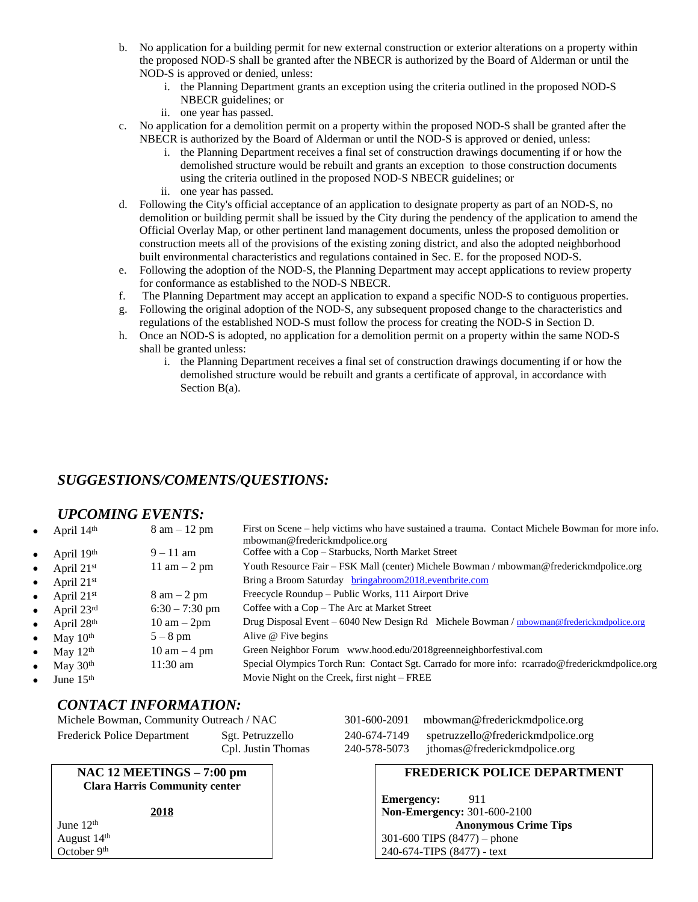b. No application for a building permit for new external construction or exterior alterations on a property within the proposed NOD-S shall be granted after the NBECR is authorized by the Board of Alderman or until the NOD-S is approved or denied, unless:
   i. the Planning Department grants an exception using the criteria outlined in the proposed NOD-S NBECR guidelines; or
   ii. one year has passed.

c. No application for a demolition permit on a property within the proposed NOD-S shall be granted after the NBECR is authorized by the Board of Alderman or until the NOD-S is approved or denied, unless:
   i. the Planning Department receives a final set of construction drawings documenting if or how the demolished structure would be rebuilt and grants an exception to those construction documents using the criteria outlined in the proposed NOD-S NBECR guidelines; or
   ii. one year has passed.

d. Following the City's official acceptance of an application to designate property as part of an NOD-S, no demolition or building permit shall be issued by the City during the pendency of the application to amend the Official Overlay Map, or other pertinent land management documents, unless the proposed demolition or construction meets all of the provisions of the existing zoning district, and also the adopted neighborhood built environmental characteristics and regulations contained in Sec. E. for the proposed NOD-S.

e. Following the adoption of the NOD-S, the Planning Department may accept applications to review property for conformance as established to the NOD-S NBECR.

f. The Planning Department may accept an application to expand a specific NOD-S to contiguous properties.

g. Following the original adoption of the NOD-S, any subsequent proposed change to the characteristics and regulations of the established NOD-S must follow the process for creating the NOD-S in Section D.

h. Once an NOD-S is adopted, no application for a demolition permit on a property within the same NOD-S shall be granted unless:
   i. the Planning Department receives a final set of construction drawings documenting if or how the demolished structure would be rebuilt and grants a certificate of approval, in accordance with Section B(a).

## *SUGGESTIONS/COMENTS/QUESTIONS:*

## *UPCOMING EVENTS:*

- April 14th — 8 am – 12 pm — First on Scene – help victims who have sustained a trauma. Contact Michele Bowman for more info. mbowman@frederickmdpolice.org
- April 19th — 9 – 11 am — Coffee with a Cop – Starbucks, North Market Street
- April 21st — 11 am – 2 pm — Youth Resource Fair – FSK Mall (center) Michele Bowman / mbowman@frederickmdpolice.org
- April 21st — Bring a Broom Saturday bringabroom2018.eventbrite.com
- April 21st — 8 am – 2 pm — Freecycle Roundup – Public Works, 111 Airport Drive
- April 23rd — 6:30 – 7:30 pm — Coffee with a Cop – The Arc at Market Street
- April 28th — 10 am – 2pm — Drug Disposal Event – 6040 New Design Rd Michele Bowman / mbowman@frederickmdpolice.org
- May 10th — 5 – 8 pm — Alive @ Five begins
- May 12th — 10 am – 4 pm — Green Neighbor Forum www.hood.edu/2018greenneighborfestival.com
- May 30th — 11:30 am — Special Olympics Torch Run: Contact Sgt. Carrado for more info: rcarrado@frederickmdpolice.org
- June 15th — Movie Night on the Creek, first night – FREE

## *CONTACT INFORMATION:*

| | | | |
|---|---|---|---|
| Michele Bowman, Community Outreach / NAC | | 301-600-2091 | mbowman@frederickmdpolice.org |
| Frederick Police Department | Sgt. Petruzzello | 240-674-7149 | spetruzzello@frederickmdpolice.org |
| | Cpl. Justin Thomas | 240-578-5073 | jthomas@frederickmdpolice.org |

**NAC 12 MEETINGS – 7:00 pm**
**Clara Harris Community center**

**2018**

June 12th
August 14th
October 9th

**FREDERICK POLICE DEPARTMENT**

**Emergency:** 911
**Non-Emergency:** 301-600-2100
**Anonymous Crime Tips**
301-600 TIPS (8477) – phone
240-674-TIPS (8477) - text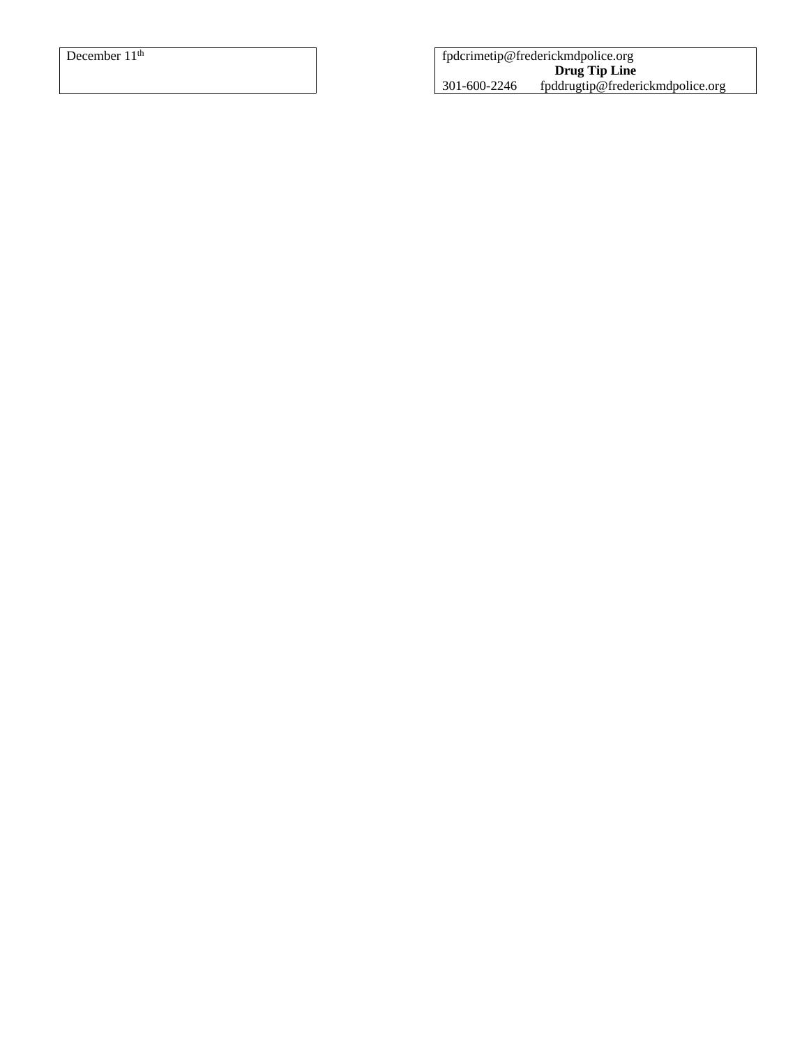December 11th

fpdcrimetip@frederickmdpolice.org

**Drug Tip Line**

301-600-2246 fpddrugtip@frederickmdpolice.org